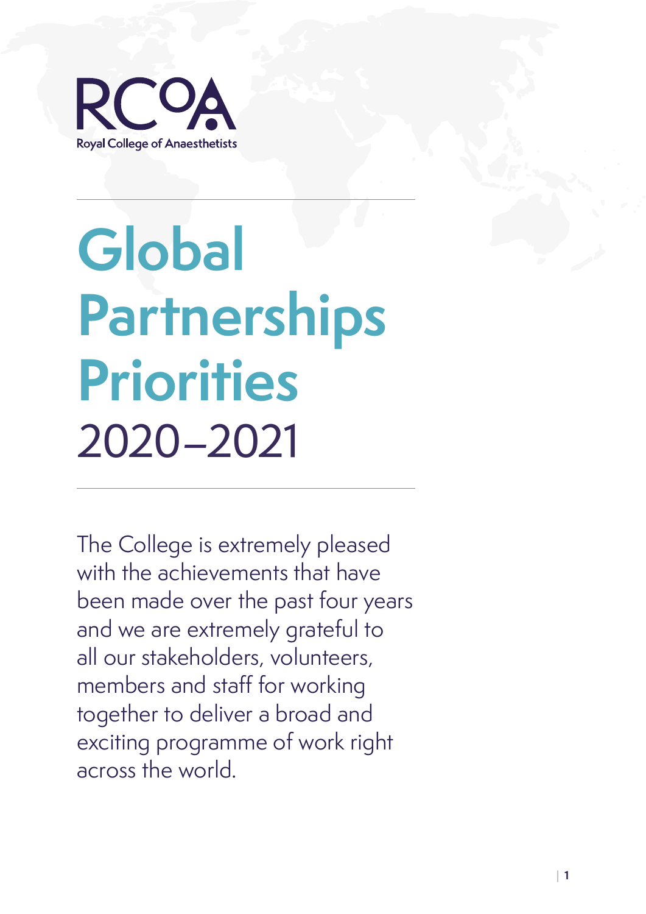RCoA

Royal College of Anaesthetists

# Global Partnerships Priorities 2020–2021

The College is extremely pleased with the achievements that have been made over the past four years and we are extremely grateful to all our stakeholders, volunteers, members and staff for working together to deliver a broad and exciting programme of work right across the world.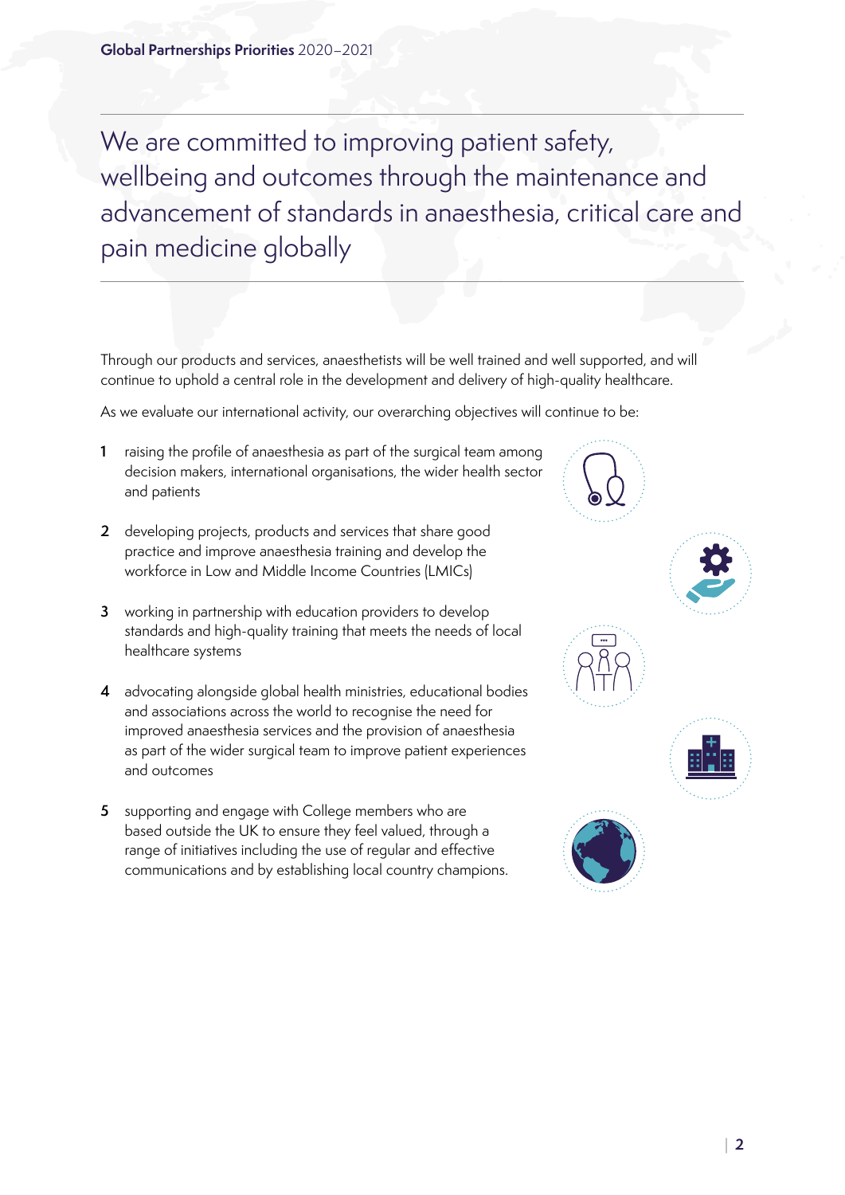# We are committed to improving patient safety, wellbeing and outcomes through the maintenance and advancement of standards in anaesthesia, critical care and pain medicine globally

Through our products and services, anaesthetists will be well trained and well supported, and will continue to uphold a central role in the development and delivery of high-quality healthcare.

As we evaluate our international activity, our overarching objectives will continue to be:

1. raising the profile of anaesthesia as part of the surgical team among decision makers, international organisations, the wider health sector and patients

2. developing projects, products and services that share good practice and improve anaesthesia training and develop the workforce in Low and Middle Income Countries (LMICs)

3. working in partnership with education providers to develop standards and high-quality training that meets the needs of local healthcare systems

4. advocating alongside global health ministries, educational bodies and associations across the world to recognise the need for improved anaesthesia services and the provision of anaesthesia as part of the wider surgical team to improve patient experiences and outcomes

5. supporting and engage with College members who are based outside the UK to ensure they feel valued, through a range of initiatives including the use of regular and effective communications and by establishing local country champions.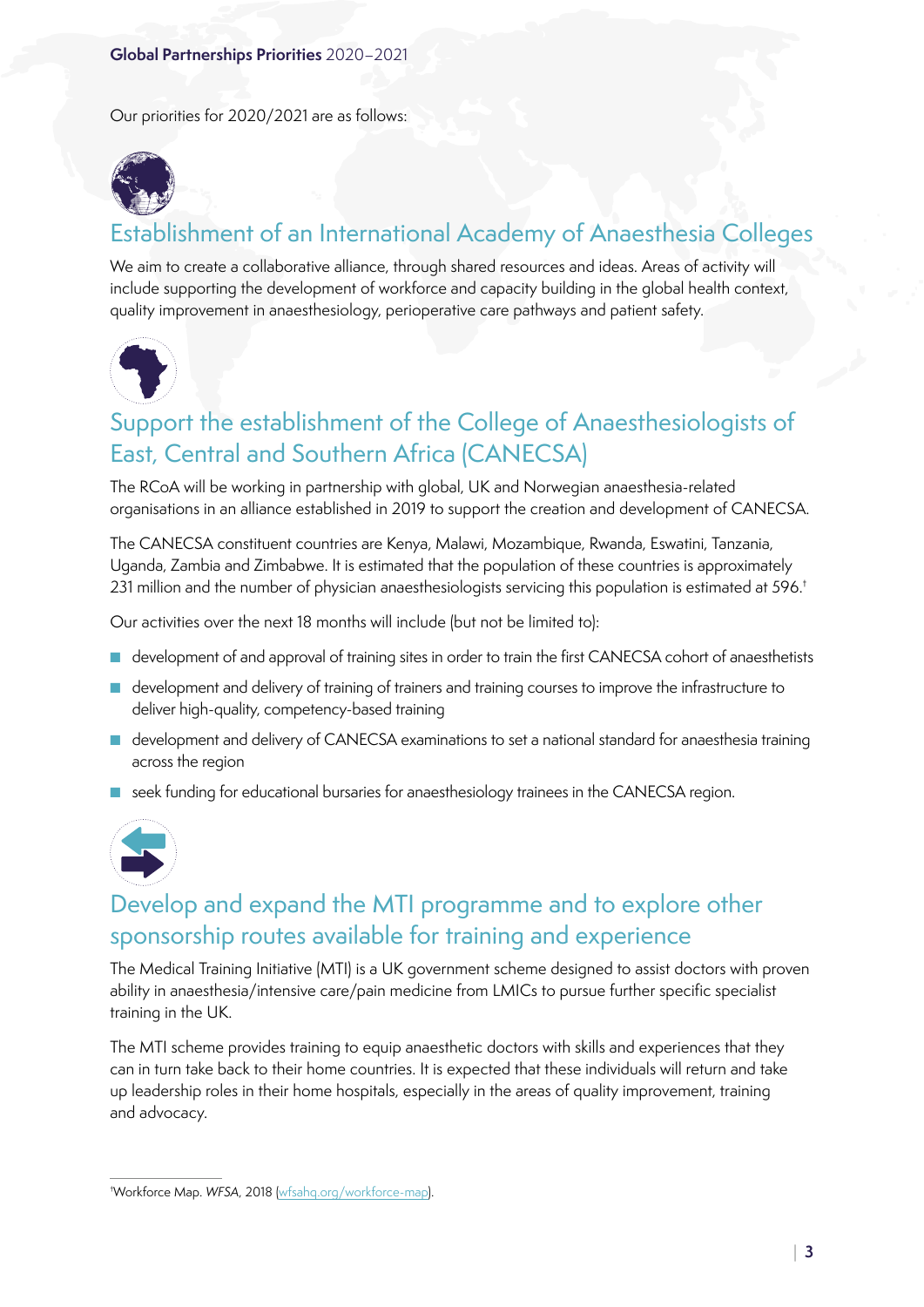Our priorities for 2020/2021 are as follows:

## Establishment of an International Academy of Anaesthesia Colleges

We aim to create a collaborative alliance, through shared resources and ideas. Areas of activity will include supporting the development of workforce and capacity building in the global health context, quality improvement in anaesthesiology, perioperative care pathways and patient safety.

## Support the establishment of the College of Anaesthesiologists of East, Central and Southern Africa (CANECSA)

The RCoA will be working in partnership with global, UK and Norwegian anaesthesia-related organisations in an alliance established in 2019 to support the creation and development of CANECSA.

The CANECSA constituent countries are Kenya, Malawi, Mozambique, Rwanda, Eswatini, Tanzania, Uganda, Zambia and Zimbabwe. It is estimated that the population of these countries is approximately 231 million and the number of physician anaesthesiologists servicing this population is estimated at 596.[†]

Our activities over the next 18 months will include (but not be limited to):

- development of and approval of training sites in order to train the first CANECSA cohort of anaesthetists
- development and delivery of training of trainers and training courses to improve the infrastructure to deliver high-quality, competency-based training
- development and delivery of CANECSA examinations to set a national standard for anaesthesia training across the region
- seek funding for educational bursaries for anaesthesiology trainees in the CANECSA region.

## Develop and expand the MTI programme and to explore other sponsorship routes available for training and experience

The Medical Training Initiative (MTI) is a UK government scheme designed to assist doctors with proven ability in anaesthesia/intensive care/pain medicine from LMICs to pursue further specific specialist training in the UK.

The MTI scheme provides training to equip anaesthetic doctors with skills and experiences that they can in turn take back to their home countries. It is expected that these individuals will return and take up leadership roles in their home hospitals, especially in the areas of quality improvement, training and advocacy.

---

[†]Workforce Map. *WFSA*, 2018 (wfsahq.org/workforce-map).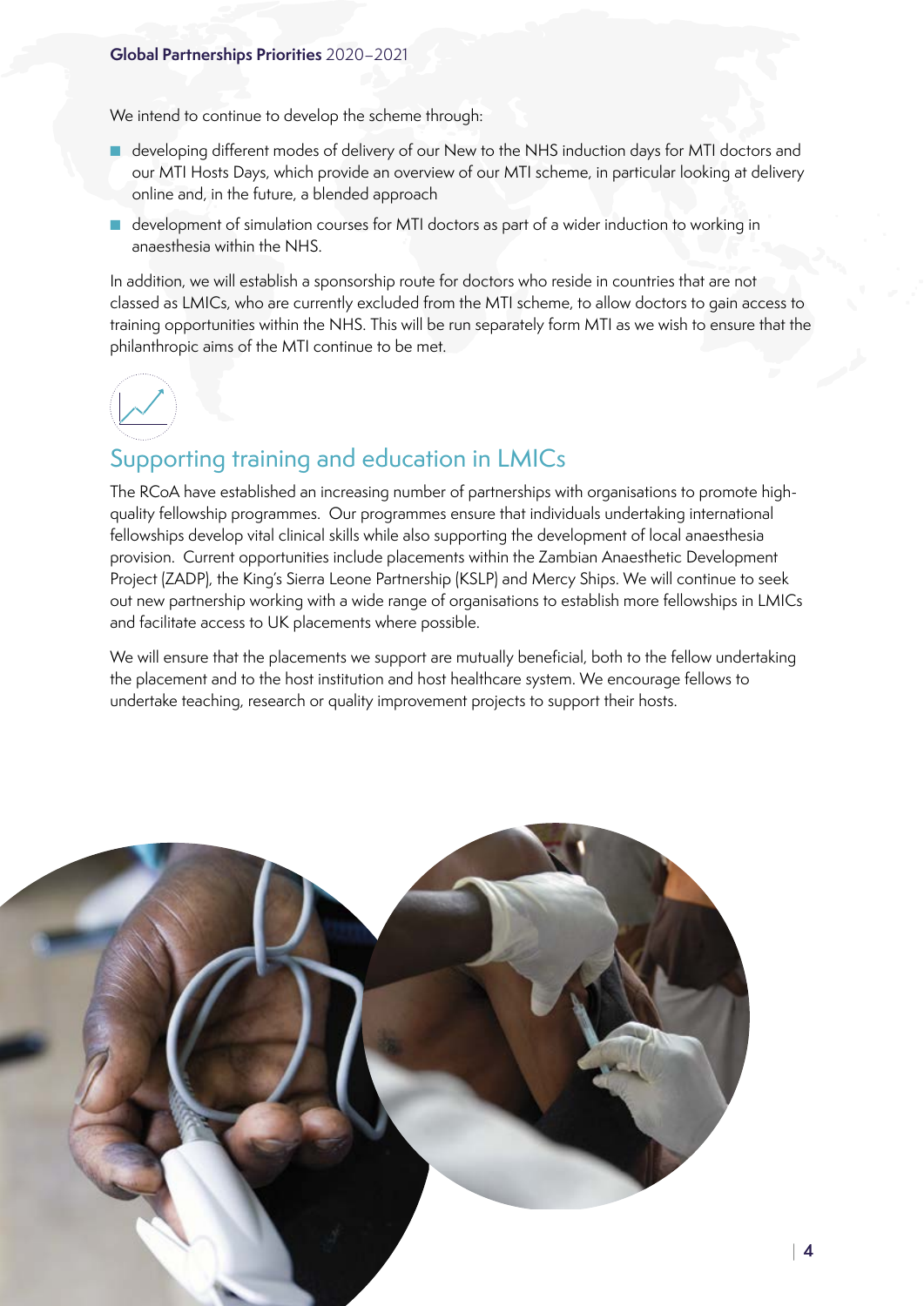We intend to continue to develop the scheme through:

- developing different modes of delivery of our New to the NHS induction days for MTI doctors and our MTI Hosts Days, which provide an overview of our MTI scheme, in particular looking at delivery online and, in the future, a blended approach
- development of simulation courses for MTI doctors as part of a wider induction to working in anaesthesia within the NHS.

In addition, we will establish a sponsorship route for doctors who reside in countries that are not classed as LMICs, who are currently excluded from the MTI scheme, to allow doctors to gain access to training opportunities within the NHS. This will be run separately form MTI as we wish to ensure that the philanthropic aims of the MTI continue to be met.

## Supporting training and education in LMICs

The RCoA have established an increasing number of partnerships with organisations to promote high-quality fellowship programmes. Our programmes ensure that individuals undertaking international fellowships develop vital clinical skills while also supporting the development of local anaesthesia provision. Current opportunities include placements within the Zambian Anaesthetic Development Project (ZADP), the King's Sierra Leone Partnership (KSLP) and Mercy Ships. We will continue to seek out new partnership working with a wide range of organisations to establish more fellowships in LMICs and facilitate access to UK placements where possible.

We will ensure that the placements we support are mutually beneficial, both to the fellow undertaking the placement and to the host institution and host healthcare system. We encourage fellows to undertake teaching, research or quality improvement projects to support their hosts.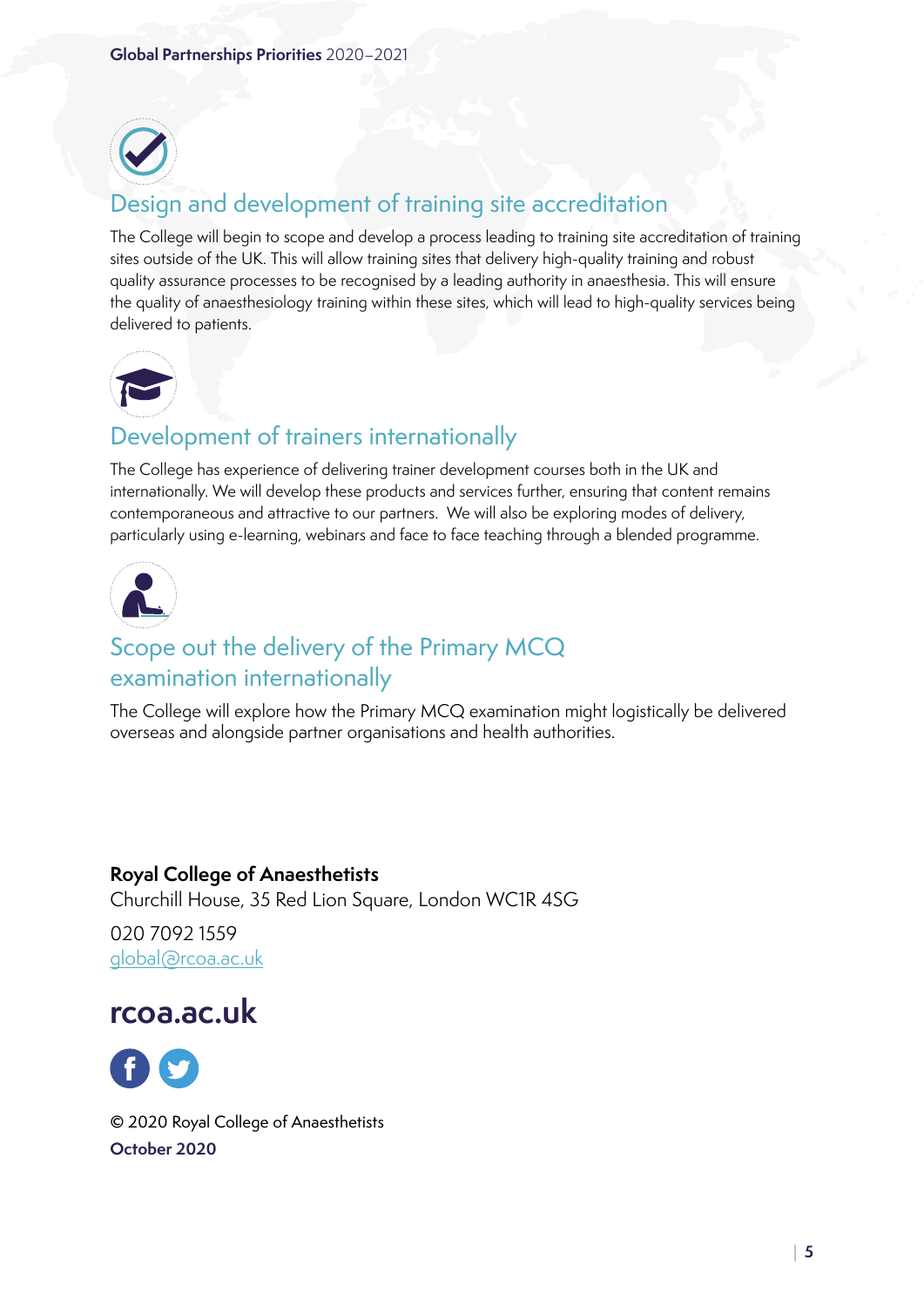## Design and development of training site accreditation

The College will begin to scope and develop a process leading to training site accreditation of training sites outside of the UK. This will allow training sites that delivery high-quality training and robust quality assurance processes to be recognised by a leading authority in anaesthesia. This will ensure the quality of anaesthesiology training within these sites, which will lead to high-quality services being delivered to patients.

## Development of trainers internationally

The College has experience of delivering trainer development courses both in the UK and internationally. We will develop these products and services further, ensuring that content remains contemporaneous and attractive to our partners. We will also be exploring modes of delivery, particularly using e-learning, webinars and face to face teaching through a blended programme.

## Scope out the delivery of the Primary MCQ examination internationally

The College will explore how the Primary MCQ examination might logistically be delivered overseas and alongside partner organisations and health authorities.

**Royal College of Anaesthetists**
Churchill House, 35 Red Lion Square, London WC1R 4SG

020 7092 1559
global@rcoa.ac.uk

**rcoa.ac.uk**

© 2020 Royal College of Anaesthetists
**October 2020**